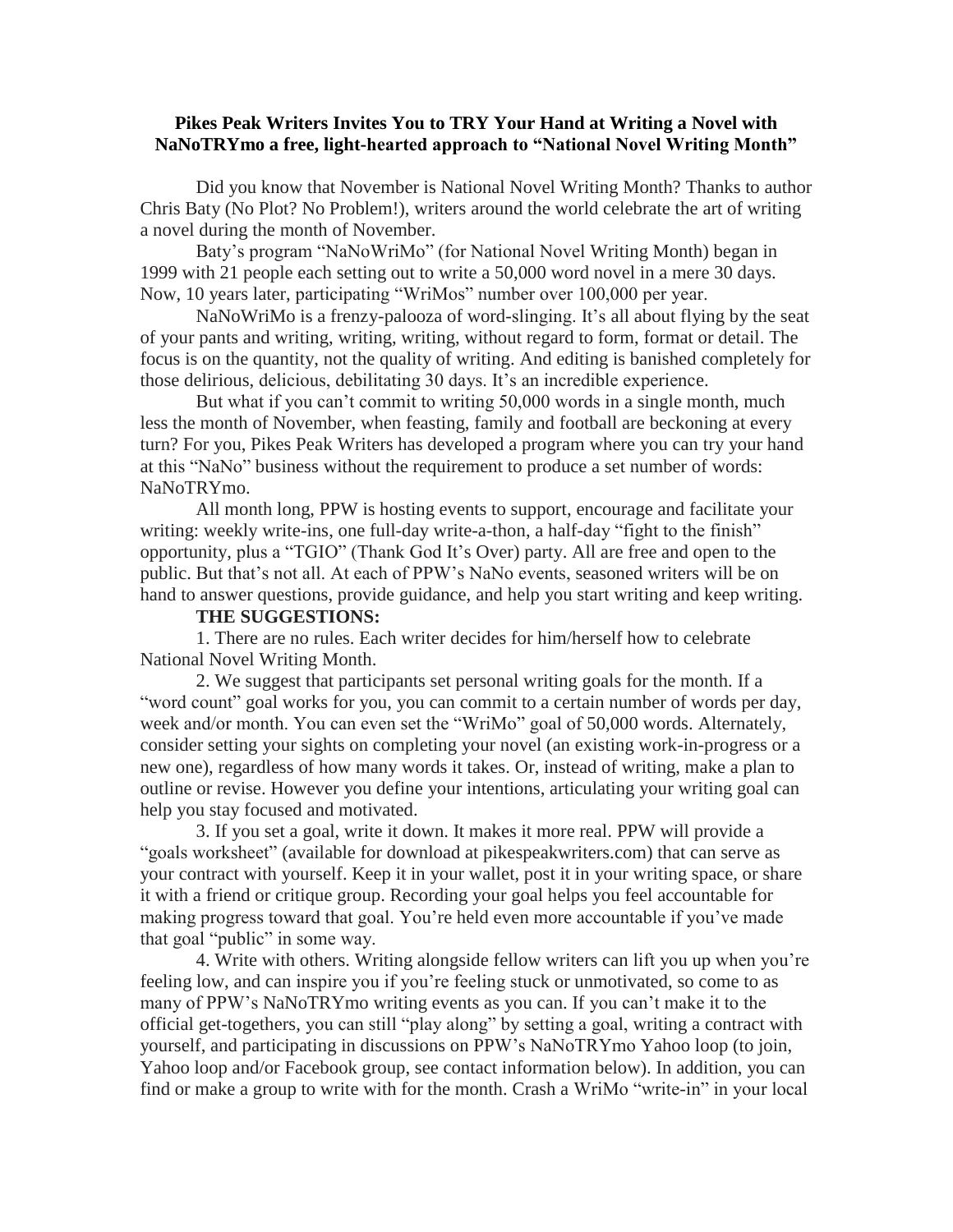**Pikes Peak Writers Invites You to TRY Your Hand at Writing a Novel with NaNoTRYmo a free, light-hearted approach to "National Novel Writing Month"**

Did you know that November is National Novel Writing Month? Thanks to author Chris Baty (No Plot? No Problem!), writers around the world celebrate the art of writing a novel during the month of November.

Baty's program "NaNoWriMo" (for National Novel Writing Month) began in 1999 with 21 people each setting out to write a 50,000 word novel in a mere 30 days. Now, 10 years later, participating "WriMos" number over 100,000 per year.

NaNoWriMo is a frenzy-palooza of word-slinging. It's all about flying by the seat of your pants and writing, writing, writing, without regard to form, format or detail. The focus is on the quantity, not the quality of writing. And editing is banished completely for those delirious, delicious, debilitating 30 days. It's an incredible experience.

But what if you can't commit to writing 50,000 words in a single month, much less the month of November, when feasting, family and football are beckoning at every turn? For you, Pikes Peak Writers has developed a program where you can try your hand at this "NaNo" business without the requirement to produce a set number of words: NaNoTRYmo.

All month long, PPW is hosting events to support, encourage and facilitate your writing: weekly write-ins, one full-day write-a-thon, a half-day "fight to the finish" opportunity, plus a "TGIO" (Thank God It's Over) party. All are free and open to the public. But that's not all. At each of PPW's NaNo events, seasoned writers will be on hand to answer questions, provide guidance, and help you start writing and keep writing.

**THE SUGGESTIONS:**

1. There are no rules. Each writer decides for him/herself how to celebrate National Novel Writing Month.

2. We suggest that participants set personal writing goals for the month. If a "word count" goal works for you, you can commit to a certain number of words per day, week and/or month. You can even set the "WriMo" goal of 50,000 words. Alternately, consider setting your sights on completing your novel (an existing work-in-progress or a new one), regardless of how many words it takes. Or, instead of writing, make a plan to outline or revise. However you define your intentions, articulating your writing goal can help you stay focused and motivated.

3. If you set a goal, write it down. It makes it more real. PPW will provide a "goals worksheet" (available for download at pikespeakwriters.com) that can serve as your contract with yourself. Keep it in your wallet, post it in your writing space, or share it with a friend or critique group. Recording your goal helps you feel accountable for making progress toward that goal. You're held even more accountable if you've made that goal "public" in some way.

4. Write with others. Writing alongside fellow writers can lift you up when you're feeling low, and can inspire you if you're feeling stuck or unmotivated, so come to as many of PPW's NaNoTRYmo writing events as you can. If you can't make it to the official get-togethers, you can still "play along" by setting a goal, writing a contract with yourself, and participating in discussions on PPW's NaNoTRYmo Yahoo loop (to join, Yahoo loop and/or Facebook group, see contact information below). In addition, you can find or make a group to write with for the month. Crash a WriMo "write-in" in your local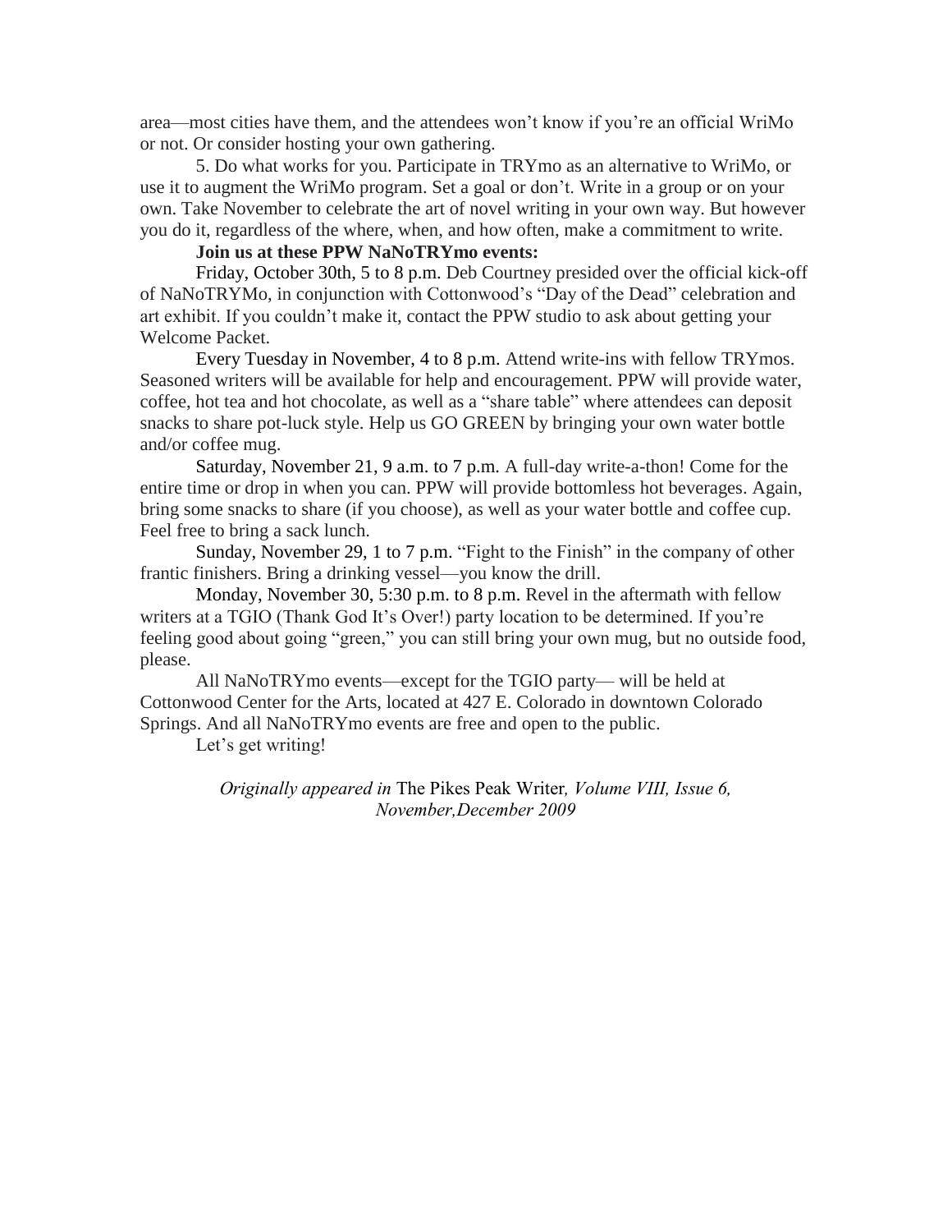area—most cities have them, and the attendees won't know if you're an official WriMo or not. Or consider hosting your own gathering.

5. Do what works for you. Participate in TRYmo as an alternative to WriMo, or use it to augment the WriMo program. Set a goal or don't. Write in a group or on your own. Take November to celebrate the art of novel writing in your own way. But however you do it, regardless of the where, when, and how often, make a commitment to write.

**Join us at these PPW NaNoTRYmo events:**

Friday, October 30th, 5 to 8 p.m. Deb Courtney presided over the official kick-off of NaNoTRYMo, in conjunction with Cottonwood's "Day of the Dead" celebration and art exhibit. If you couldn't make it, contact the PPW studio to ask about getting your Welcome Packet.

Every Tuesday in November, 4 to 8 p.m. Attend write-ins with fellow TRYmos. Seasoned writers will be available for help and encouragement. PPW will provide water, coffee, hot tea and hot chocolate, as well as a "share table" where attendees can deposit snacks to share pot-luck style. Help us GO GREEN by bringing your own water bottle and/or coffee mug.

Saturday, November 21, 9 a.m. to 7 p.m. A full-day write-a-thon! Come for the entire time or drop in when you can. PPW will provide bottomless hot beverages. Again, bring some snacks to share (if you choose), as well as your water bottle and coffee cup. Feel free to bring a sack lunch.

Sunday, November 29, 1 to 7 p.m. "Fight to the Finish" in the company of other frantic finishers. Bring a drinking vessel—you know the drill.

Monday, November 30, 5:30 p.m. to 8 p.m. Revel in the aftermath with fellow writers at a TGIO (Thank God It's Over!) party location to be determined. If you're feeling good about going "green," you can still bring your own mug, but no outside food, please.

All NaNoTRYmo events—except for the TGIO party— will be held at Cottonwood Center for the Arts, located at 427 E. Colorado in downtown Colorado Springs. And all NaNoTRYmo events are free and open to the public.

Let's get writing!

*Originally appeared in* The Pikes Peak Writer*, Volume VIII, Issue 6, November,December 2009*